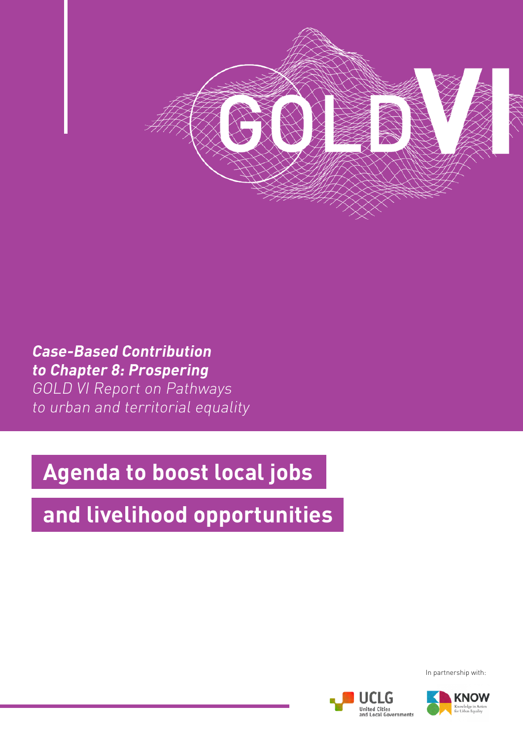# GOLD VI

***Case-Based Contribution to Chapter 8: Prospering***

*GOLD VI Report on Pathways to urban and territorial equality*

# Agenda to boost local jobs and livelihood opportunities

In partnership with:

UCLG United Cities and Local Governments

KNOW Knowledge in Action for Urban Equality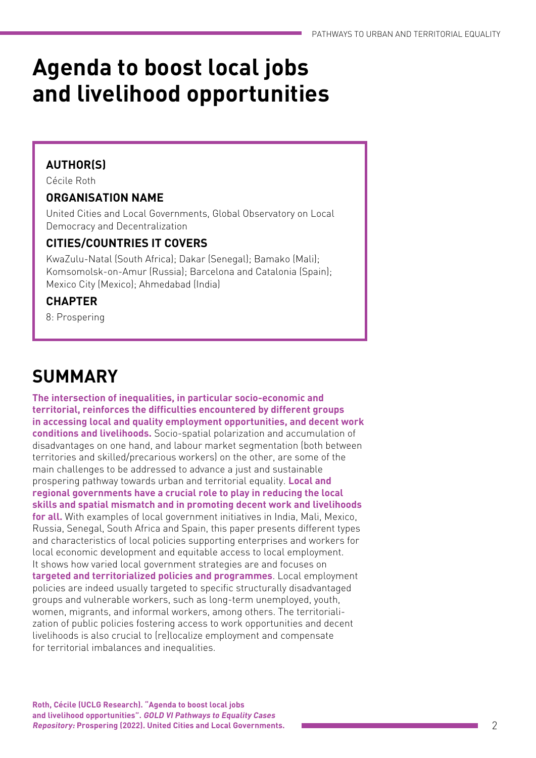# Agenda to boost local jobs and livelihood opportunities

**AUTHOR(S)**

Cécile Roth

**ORGANISATION NAME**

United Cities and Local Governments, Global Observatory on Local Democracy and Decentralization

**CITIES/COUNTRIES IT COVERS**

KwaZulu-Natal (South Africa); Dakar (Senegal); Bamako (Mali); Komsomolsk-on-Amur (Russia); Barcelona and Catalonia (Spain); Mexico City (Mexico); Ahmedabad (India)

**CHAPTER**

8: Prospering

## SUMMARY

**The intersection of inequalities, in particular socio-economic and territorial, reinforces the difficulties encountered by different groups in accessing local and quality employment opportunities, and decent work conditions and livelihoods.** Socio-spatial polarization and accumulation of disadvantages on one hand, and labour market segmentation (both between territories and skilled/precarious workers) on the other, are some of the main challenges to be addressed to advance a just and sustainable prospering pathway towards urban and territorial equality. **Local and regional governments have a crucial role to play in reducing the local skills and spatial mismatch and in promoting decent work and livelihoods for all.** With examples of local government initiatives in India, Mali, Mexico, Russia, Senegal, South Africa and Spain, this paper presents different types and characteristics of local policies supporting enterprises and workers for local economic development and equitable access to local employment. It shows how varied local government strategies are and focuses on **targeted and territorialized policies and programmes**. Local employment policies are indeed usually targeted to specific structurally disadvantaged groups and vulnerable workers, such as long-term unemployed, youth, women, migrants, and informal workers, among others. The territorialization of public policies fostering access to work opportunities and decent livelihoods is also crucial to (re)localize employment and compensate for territorial imbalances and inequalities.

**Roth, Cécile (UCLG Research). "Agenda to boost local jobs and livelihood opportunities".** ***GOLD VI Pathways to Equality Cases Repository:*** **Prospering (2022). United Cities and Local Governments.**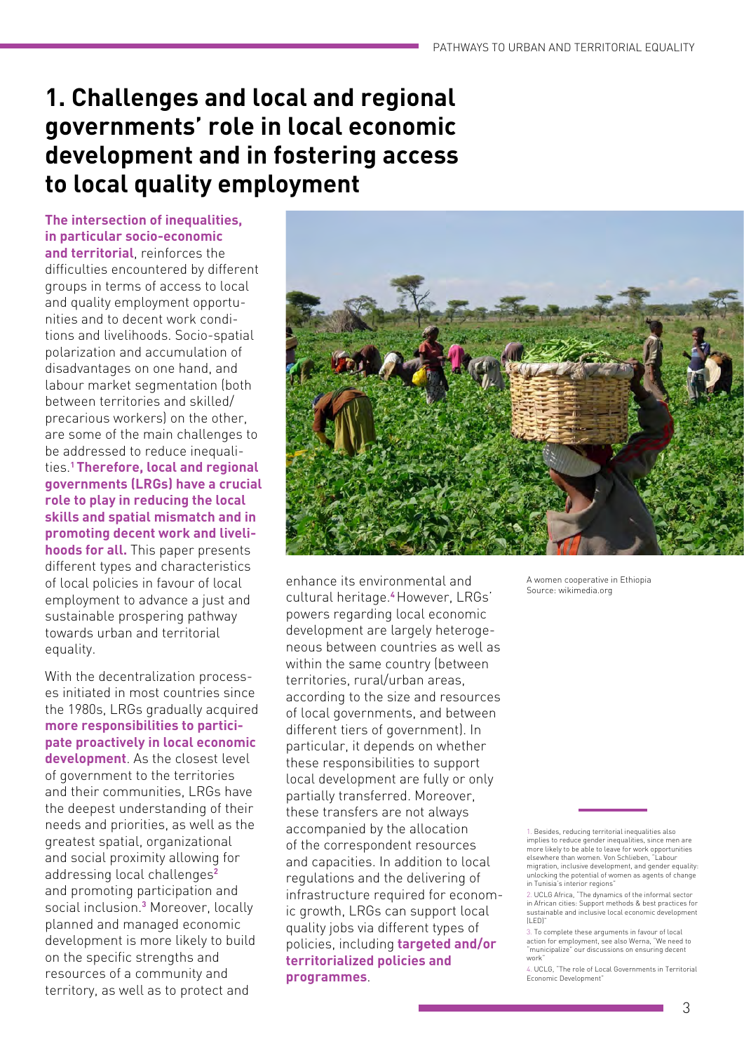# 1. Challenges and local and regional governments' role in local economic development and in fostering access to local quality employment

**The intersection of inequalities, in particular socio-economic and territorial**, reinforces the difficulties encountered by different groups in terms of access to local and quality employment opportunities and to decent work conditions and livelihoods. Socio-spatial polarization and accumulation of disadvantages on one hand, and labour market segmentation (both between territories and skilled/precarious workers) on the other, are some of the main challenges to be addressed to reduce inequalities.[1] **Therefore, local and regional governments (LRGs) have a crucial role to play in reducing the local skills and spatial mismatch and in promoting decent work and livelihoods for all.** This paper presents different types and characteristics of local policies in favour of local employment to advance a just and sustainable prospering pathway towards urban and territorial equality.

With the decentralization processes initiated in most countries since the 1980s, LRGs gradually acquired **more responsibilities to participate proactively in local economic development**. As the closest level of government to the territories and their communities, LRGs have the deepest understanding of their needs and priorities, as well as the greatest spatial, organizational and social proximity allowing for addressing local challenges[2] and promoting participation and social inclusion.[3] Moreover, locally planned and managed economic development is more likely to build on the specific strengths and resources of a community and territory, as well as to protect and enhance its environmental and cultural heritage.[4] However, LRGs' powers regarding local economic development are largely heterogeneous between countries as well as within the same country (between territories, rural/urban areas, according to the size and resources of local governments, and between different tiers of government). In particular, it depends on whether these responsibilities to support local development are fully or only partially transferred. Moreover, these transfers are not always accompanied by the allocation of the correspondent resources and capacities. In addition to local regulations and the delivering of infrastructure required for economic growth, LRGs can support local quality jobs via different types of policies, including **targeted and/or territorialized policies and programmes**.

A women cooperative in Ethiopia
Source: wikimedia.org

1. Besides, reducing territorial inequalities also implies to reduce gender inequalities, since men are more likely to be able to leave for work opportunities elsewhere than women. Von Schlieben, "Labour migration, inclusive development, and gender equality: unlocking the potential of women as agents of change in Tunisia's interior regions"

2. UCLG Africa, "The dynamics of the informal sector in African cities: Support methods & best practices for sustainable and inclusive local economic development (LED)"

3. To complete these arguments in favour of local action for employment, see also Werna, "We need to "municipalize" our discussions on ensuring decent work"

4. UCLG, "The role of Local Governments in Territorial Economic Development"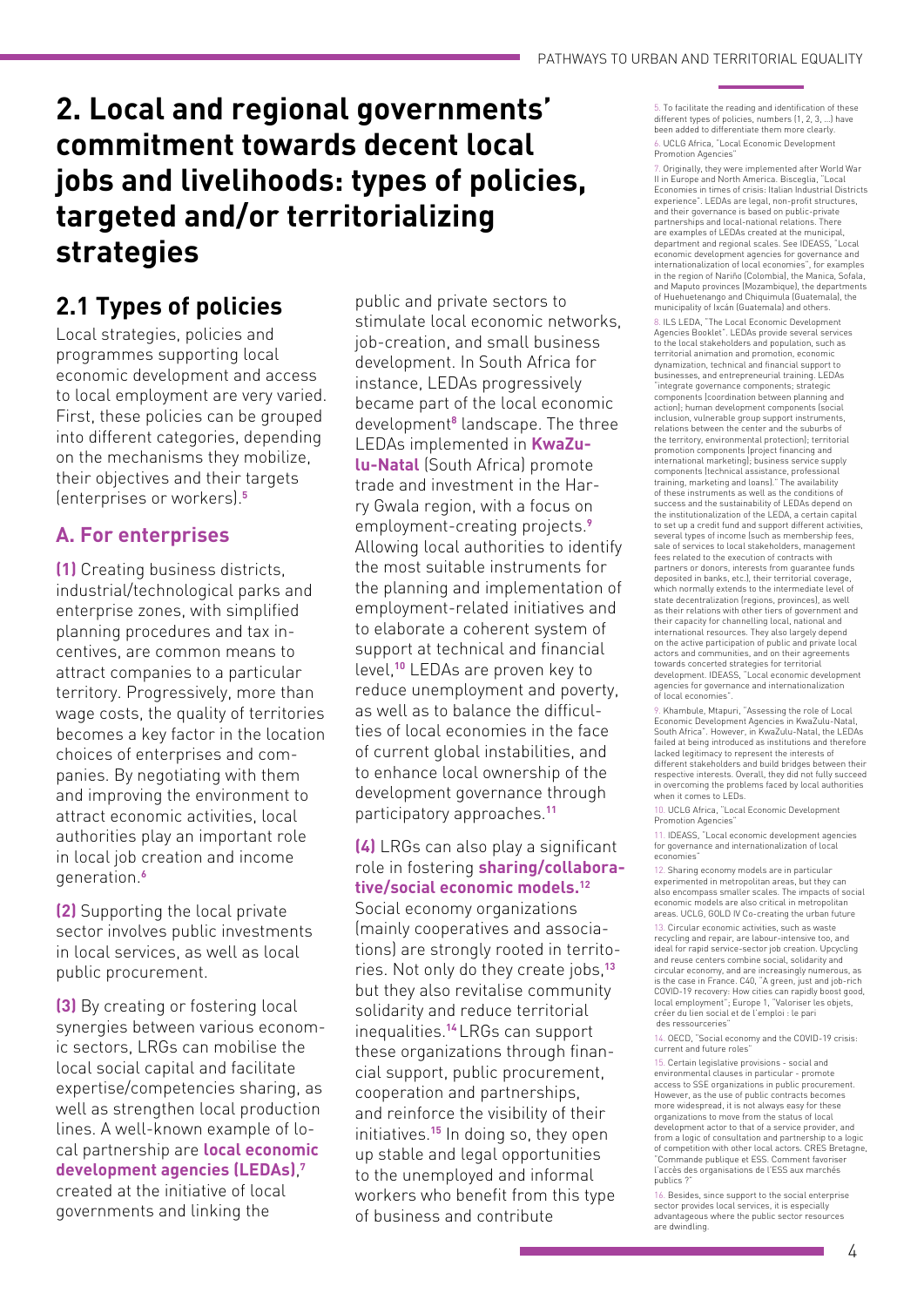# 2. Local and regional governments' commitment towards decent local jobs and livelihoods: types of policies, targeted and/or territorializing strategies

## 2.1 Types of policies

Local strategies, policies and programmes supporting local economic development and access to local employment are very varied. First, these policies can be grouped into different categories, depending on the mechanisms they mobilize, their objectives and their targets (enterprises or workers).[5]

### A. For enterprises

**(1)** Creating business districts, industrial/technological parks and enterprise zones, with simplified planning procedures and tax incentives, are common means to attract companies to a particular territory. Progressively, more than wage costs, the quality of territories becomes a key factor in the location choices of enterprises and companies. By negotiating with them and improving the environment to attract economic activities, local authorities play an important role in local job creation and income generation.[6]

**(2)** Supporting the local private sector involves public investments in local services, as well as local public procurement.

**(3)** By creating or fostering local synergies between various economic sectors, LRGs can mobilise the local social capital and facilitate expertise/competencies sharing, as well as strengthen local production lines. A well-known example of local partnership are **local economic development agencies (LEDAs)**,[7] created at the initiative of local governments and linking the public and private sectors to stimulate local economic networks, job-creation, and small business development. In South Africa for instance, LEDAs progressively became part of the local economic development[8] landscape. The three LEDAs implemented in **KwaZulu-Natal** (South Africa) promote trade and investment in the Harry Gwala region, with a focus on employment-creating projects.[9] Allowing local authorities to identify the most suitable instruments for the planning and implementation of employment-related initiatives and to elaborate a coherent system of support at technical and financial level,[10] LEDAs are proven key to reduce unemployment and poverty, as well as to balance the difficulties of local economies in the face of current global instabilities, and to enhance local ownership of the development governance through participatory approaches.[11]

**(4)** LRGs can also play a significant role in fostering **sharing/collaborative/social economic models.**[12]

Social economy organizations (mainly cooperatives and associations) are strongly rooted in territories. Not only do they create jobs,[13] but they also revitalise community solidarity and reduce territorial inequalities.[14] LRGs can support these organizations through financial support, public procurement, cooperation and partnerships, and reinforce the visibility of their initiatives.[15] In doing so, they open up stable and legal opportunities to the unemployed and informal workers who benefit from this type of business and contribute

---

5. To facilitate the reading and identification of these different types of policies, numbers (1, 2, 3, ...) have been added to differentiate them more clearly.

6. UCLG Africa, "Local Economic Development Promotion Agencies"

7. Originally, they were implemented after World War II in Europe and North America. Bisceglia, "Local Economies in times of crisis: Italian Industrial Districts experience". LEDAs are legal, non-profit structures, and their governance is based on public-private partnerships and local-national relations. There are examples of LEDAs created at the municipal, department and regional scales. See IDEASS, "Local economic development agencies for governance and internationalization of local economies", for examples in the region of Nariño (Colombia), the Manica, Sofala, and Maputo provinces (Mozambique), the departments of Huehuetenango and Chiquimula (Guatemala), the municipality of Ixcán (Guatemala) and others.

8. ILS LEDA, "The Local Economic Development Agencies Booklet". LEDAs provide several services to the local stakeholders and population, such as territorial animation and promotion, economic dynamization, technical and financial support to businesses, and entrepreneurial training. LEDAs "integrate governance components; strategic components (coordination between planning and action); human development components (social inclusion, vulnerable group support instruments, relations between the center and the suburbs of the territory, environmental protection); territorial promotion components (project financing and international marketing); business service supply components (technical assistance, professional training, marketing and loans)." The availability of these instruments as well as the conditions of success and the sustainability of LEDAs depend on the institutionalization of the LEDA, a certain capital to set up a credit fund and support different activities, several types of income (such as membership fees, sale of services to local stakeholders, management fees related to the execution of contracts with partners or donors, interests from guarantee funds deposited in banks, etc.), their territorial coverage, which normally extends to the intermediate level of state decentralization (regions, provinces), as well as their relations with other tiers of government and their capacity for channelling local, national and international resources. They also largely depend on the active participation of public and private local actors and communities, and on their agreements towards concerted strategies for territorial development. IDEASS, "Local economic development agencies for governance and internationalization of local economies".

9. Khambule, Mtapuri, "Assessing the role of Local Economic Development Agencies in KwaZulu-Natal, South Africa". However, in KwaZulu-Natal, the LEDAs failed at being introduced as institutions and therefore lacked legitimacy to represent the interests of different stakeholders and build bridges between their respective interests. Overall, they did not fully succeed in overcoming the problems faced by local authorities when it comes to LEDs.

10. UCLG Africa, "Local Economic Development Promotion Agencies"

11. IDEASS, "Local economic development agencies for governance and internationalization of local economies"

12. Sharing economy models are in particular experimented in metropolitan areas, but they can also encompass smaller scales. The impacts of social economic models are also critical in metropolitan areas. UCLG, GOLD IV Co-creating the urban future

13. Circular economic activities, such as waste recycling and repair, are labour-intensive too, and ideal for rapid service-sector job creation. Upcycling and reuse centers combine social, solidarity and circular economy, and are increasingly numerous, as is the case in France. C40, "A green, just and job-rich COVID-19 recovery: How cities can rapidly boost good, local employment"; Europe 1, "Valoriser les objets, créer du lien social et de l'emploi : le pari des ressourceries"

14. OECD, "Social economy and the COVID-19 crisis: current and future roles"

15. Certain legislative provisions - social and environmental clauses in particular - promote access to SSE organizations in public procurement. However, as the use of public contracts becomes more widespread, it is not always easy for these organizations to move from the status of local development actor to that of a service provider, and from a logic of consultation and partnership to a logic of competition with other local actors. CRES Bretagne, "Commande publique et ESS. Comment favoriser l'accès des organisations de l'ESS aux marchés publics ?"

16. Besides, since support to the social enterprise sector provides local services, it is especially advantageous where the public sector resources are dwindling.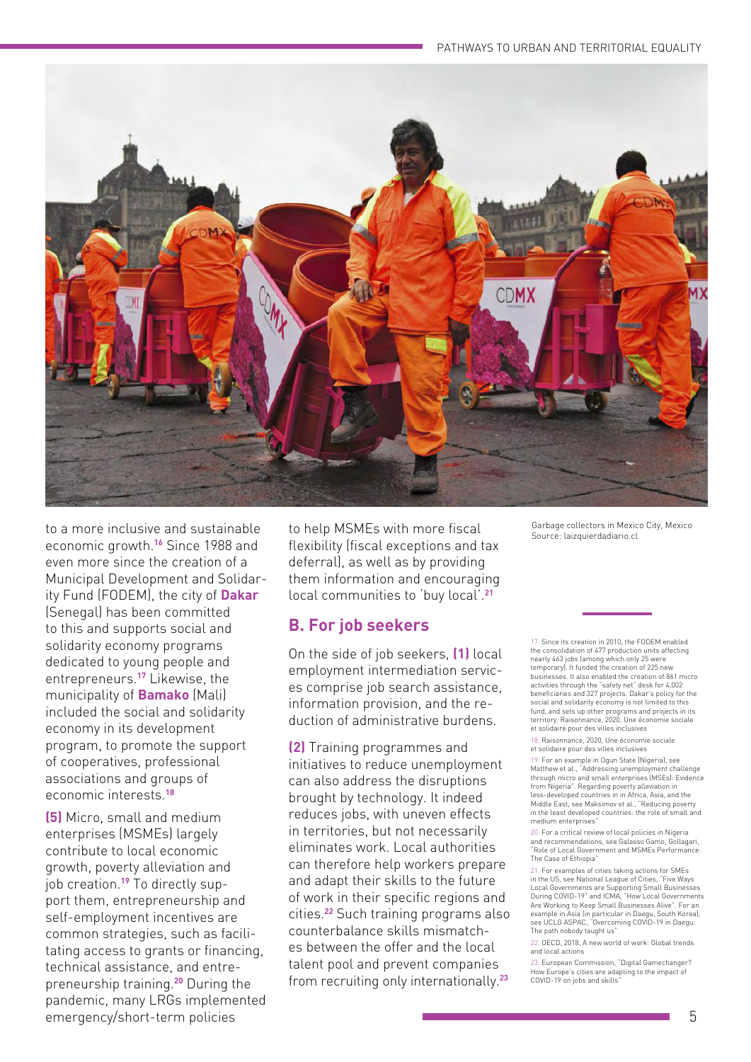Garbage collectors in Mexico City, Mexico
Source: laizquierdadiario.cl

to a more inclusive and sustainable economic growth.[16] Since 1988 and even more since the creation of a Municipal Development and Solidarity Fund (FODEM), the city of **Dakar** (Senegal) has been committed to this and supports social and solidarity economy programs dedicated to young people and entrepreneurs.[17] Likewise, the municipality of **Bamako** (Mali) included the social and solidarity economy in its development program, to promote the support of cooperatives, professional associations and groups of economic interests.[18]

**(5)** Micro, small and medium enterprises (MSMEs) largely contribute to local economic growth, poverty alleviation and job creation.[19] To directly support them, entrepreneurship and self-employment incentives are common strategies, such as facilitating access to grants or financing, technical assistance, and entrepreneurship training.[20] During the pandemic, many LRGs implemented emergency/short-term policies to help MSMEs with more fiscal flexibility (fiscal exceptions and tax deferral), as well as by providing them information and encouraging local communities to 'buy local'.[21]

## B. For job seekers

On the side of job seekers, **(1)** local employment intermediation services comprise job search assistance, information provision, and the reduction of administrative burdens.

**(2)** Training programmes and initiatives to reduce unemployment can also address the disruptions brought by technology. It indeed reduces jobs, with uneven effects in territories, but not necessarily eliminates work. Local authorities can therefore help workers prepare and adapt their skills to the future of work in their specific regions and cities.[22] Such training programs also counterbalance skills mismatches between the offer and the local talent pool and prevent companies from recruiting only internationally.[23]

---

17. Since its creation in 2010, the FODEM enabled the consolidation of 477 production units affecting nearly 463 jobs (among which only 25 were temporary). It funded the creation of 225 new businesses. It also enabled the creation of 861 micro activities through the "safety net" desk for 4,002 beneficiaries and 327 projects. Dakar's policy for the social and solidarity economy is not limited to this fund, and sets up other programs and projects in its territory. Raisonnance, 2020, Une économie sociale et solidaire pour des villes inclusives

18. Raisonnance, 2020, Une économie sociale et solidaire pour des villes inclusives

19. For an example in Ogun State (Nigeria), see Matthew et al., "Addressing unemployment challenge through micro and small enterprises (MSEs): Evidence from Nigeria". Regarding poverty alleviation in less-developed countries in in Africa, Asia, and the Middle East, see Maksimov et al., "Reducing poverty in the least developed countries: the role of small and medium enterprises"

20. For a critical review of local policies in Nigeria and recommendations, see Galasso Gamo, Gollagari, "Role of Local Government and MSMEs Performance: The Case of Ethiopia"

21. For examples of cities taking actions for SMEs in the US, see National League of Cities, "Five Ways Local Governments are Supporting Small Businesses During COVID-19" and ICMA, "How Local Governments Are Working to Keep Small Businesses Alive". For an example in Asia (in particular in Daegu, South Korea), see UCLG ASPAC, "Overcoming COVID-19 in Daegu. The path nobody taught us"

22. OECD, 2018, A new world of work: Global trends and local actions

23. European Commission, "Digital Gamechanger? How Europe's cities are adapting to the impact of COVID-19 on jobs and skills"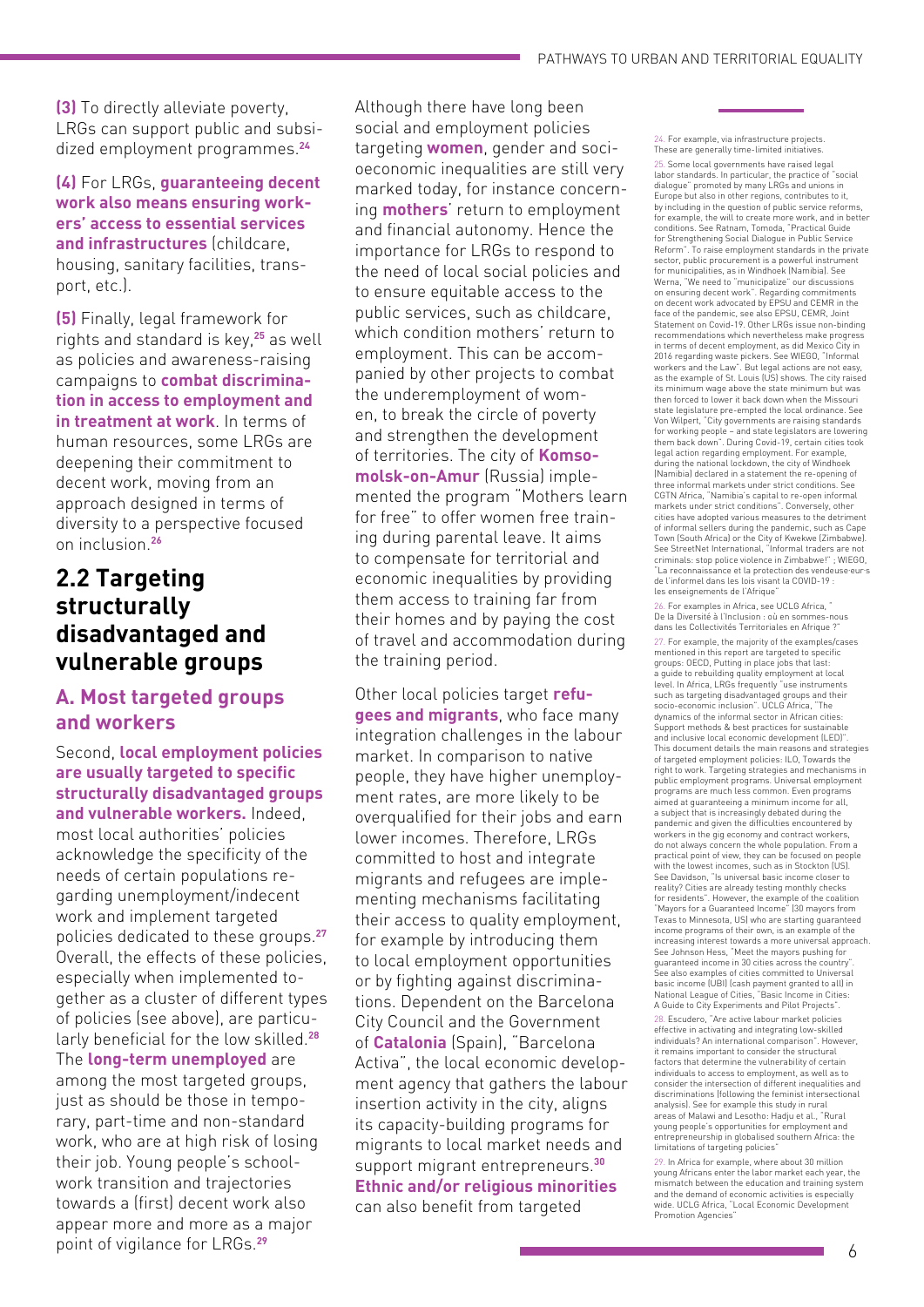**(3)** To directly alleviate poverty, LRGs can support public and subsidized employment programmes.[24]

**(4)** For LRGs, **guaranteeing decent work also means ensuring workers' access to essential services and infrastructures** (childcare, housing, sanitary facilities, transport, etc.).

**(5)** Finally, legal framework for rights and standard is key,[25] as well as policies and awareness-raising campaigns to **combat discrimination in access to employment and in treatment at work**. In terms of human resources, some LRGs are deepening their commitment to decent work, moving from an approach designed in terms of diversity to a perspective focused on inclusion.[26]

## 2.2 Targeting structurally disadvantaged and vulnerable groups

### A. Most targeted groups and workers

Second, **local employment policies are usually targeted to specific structurally disadvantaged groups and vulnerable workers.** Indeed, most local authorities' policies acknowledge the specificity of the needs of certain populations regarding unemployment/indecent work and implement targeted policies dedicated to these groups.[27] Overall, the effects of these policies, especially when implemented together as a cluster of different types of policies (see above), are particularly beneficial for the low skilled.[28] The **long-term unemployed** are among the most targeted groups, just as should be those in temporary, part-time and non-standard work, who are at high risk of losing their job. Young people's school-work transition and trajectories towards a (first) decent work also appear more and more as a major point of vigilance for LRGs.[29]

Although there have long been social and employment policies targeting **women**, gender and socioeconomic inequalities are still very marked today, for instance concerning **mothers**' return to employment and financial autonomy. Hence the importance for LRGs to respond to the need of local social policies and to ensure equitable access to the public services, such as childcare, which condition mothers' return to employment. This can be accompanied by other projects to combat the underemployment of women, to break the circle of poverty and strengthen the development of territories. The city of **Komsomolsk-on-Amur** (Russia) implemented the program "Mothers learn for free" to offer women free training during parental leave. It aims to compensate for territorial and economic inequalities by providing them access to training far from their homes and by paying the cost of travel and accommodation during the training period.

Other local policies target **refugees and migrants**, who face many integration challenges in the labour market. In comparison to native people, they have higher unemployment rates, are more likely to be overqualified for their jobs and earn lower incomes. Therefore, LRGs committed to host and integrate migrants and refugees are implementing mechanisms facilitating their access to quality employment, for example by introducing them to local employment opportunities or by fighting against discriminations. Dependent on the Barcelona City Council and the Government of **Catalonia** (Spain), "Barcelona Activa", the local economic development agency that gathers the labour insertion activity in the city, aligns its capacity-building programs for migrants to local market needs and support migrant entrepreneurs.[30] **Ethnic and/or religious minorities** can also benefit from targeted

---

24. For example, via infrastructure projects. These are generally time-limited initiatives.

25. Some local governments have raised legal labor standards. In particular, the practice of "social dialogue" promoted by many LRGs and unions in Europe but also in other regions, contributes to it, by including in the question of public service reforms, for example, the will to create more work, and in better conditions. See Ratnam, Tomoda, "Practical Guide for Strengthening Social Dialogue in Public Service Reform". To raise employment standards in the private sector, public procurement is a powerful instrument for municipalities, as in Windhoek (Namibia). See Werna, "We need to "municipalize" our discussions on ensuring decent work". Regarding commitments on decent work advocated by EPSU and CEMR in the face of the pandemic, see also EPSU, CEMR, Joint Statement on Covid-19. Other LRGs issue non-binding recommendations which nevertheless make progress in terms of decent employment, as did Mexico City in 2016 regarding waste pickers. See WIEGO, "Informal workers and the Law". But legal actions are not easy, as the example of St. Louis (US) shows. The city raised its minimum wage above the state minimum but was then forced to lower it back down when the Missouri state legislature pre-empted the local ordinance. See Von Wilpert, "City governments are raising standards for working people – and state legislators are lowering them back down". During Covid-19, certain cities took legal action regarding employment. For example, during the national lockdown, the city of Windhoek (Namibia) declared in a statement the re-opening of three informal markets under strict conditions. See CGTN Africa, "Namibia's capital to re-open informal markets under strict conditions". Conversely, other cities have adopted various measures to the detriment of informal sellers during the pandemic, such as Cape Town (South Africa) or the City of Kwekwe (Zimbabwe). See StreetNet International, "Informal traders are not criminals: stop police violence in Zimbabwe!" ; WIEGO, "La reconnaissance et la protection des vendeuse·eur·s de l'informel dans les lois visant la COVID-19 : les enseignements de l'Afrique"

26. For examples in Africa, see UCLG Africa, " De la Diversité à l'Inclusion : où en sommes-nous dans les Collectivités Territoriales en Afrique ?"

27. For example, the majority of the examples/cases mentioned in this report are targeted to specific groups: OECD, Putting in place jobs that last: a guide to rebuilding quality employment at local level. In Africa, LRGs frequently "use instruments such as targeting disadvantaged groups and their socio-economic inclusion". UCLG Africa, "The dynamics of the informal sector in African cities: Support methods & best practices for sustainable and inclusive local economic development (LED)". This document details the main reasons and strategies of targeted employment policies: ILO, Towards the right to work. Targeting strategies and mechanisms in public employment programs. Universal employment programs are much less common. Even programs aimed at guaranteeing a minimum income for all, a subject that is increasingly debated during the pandemic and given the difficulties encountered by workers in the gig economy and contract workers, do not always concern the whole population. From a practical point of view, they can be focused on people with the lowest incomes, such as in Stockton (US). See Davidson, "Is universal basic income closer to reality? Cities are already testing monthly checks for residents". However, the example of the coalition "Mayors for a Guaranteed Income" (30 mayors from Texas to Minnesota, US) who are starting guaranteed income programs of their own, is an example of the increasing interest towards a more universal approach. See Johnson Hess, "Meet the mayors pushing for guaranteed income in 30 cities across the country". See also examples of cities committed to Universal basic income (UBI) (cash payment granted to all) in National League of Cities, "Basic Income in Cities: A Guide to City Experiments and Pilot Projects".

28. Escudero, "Are active labour market policies effective in activating and integrating low-skilled individuals? An international comparison". However, it remains important to consider the structural factors that determine the vulnerability of certain individuals to access to employment, as well as to consider the intersection of different inequalities and discriminations (following the feminist intersectional analysis). See for example this study in rural areas of Malawi and Lesotho: Hadju et al., "Rural young people's opportunities for employment and entrepreneurship in globalised southern Africa: the limitations of targeting policies"

29. In Africa for example, where about 30 million young Africans enter the labor market each year, the mismatch between the education and training system and the demand of economic activities is especially wide. UCLG Africa, "Local Economic Development Promotion Agencies"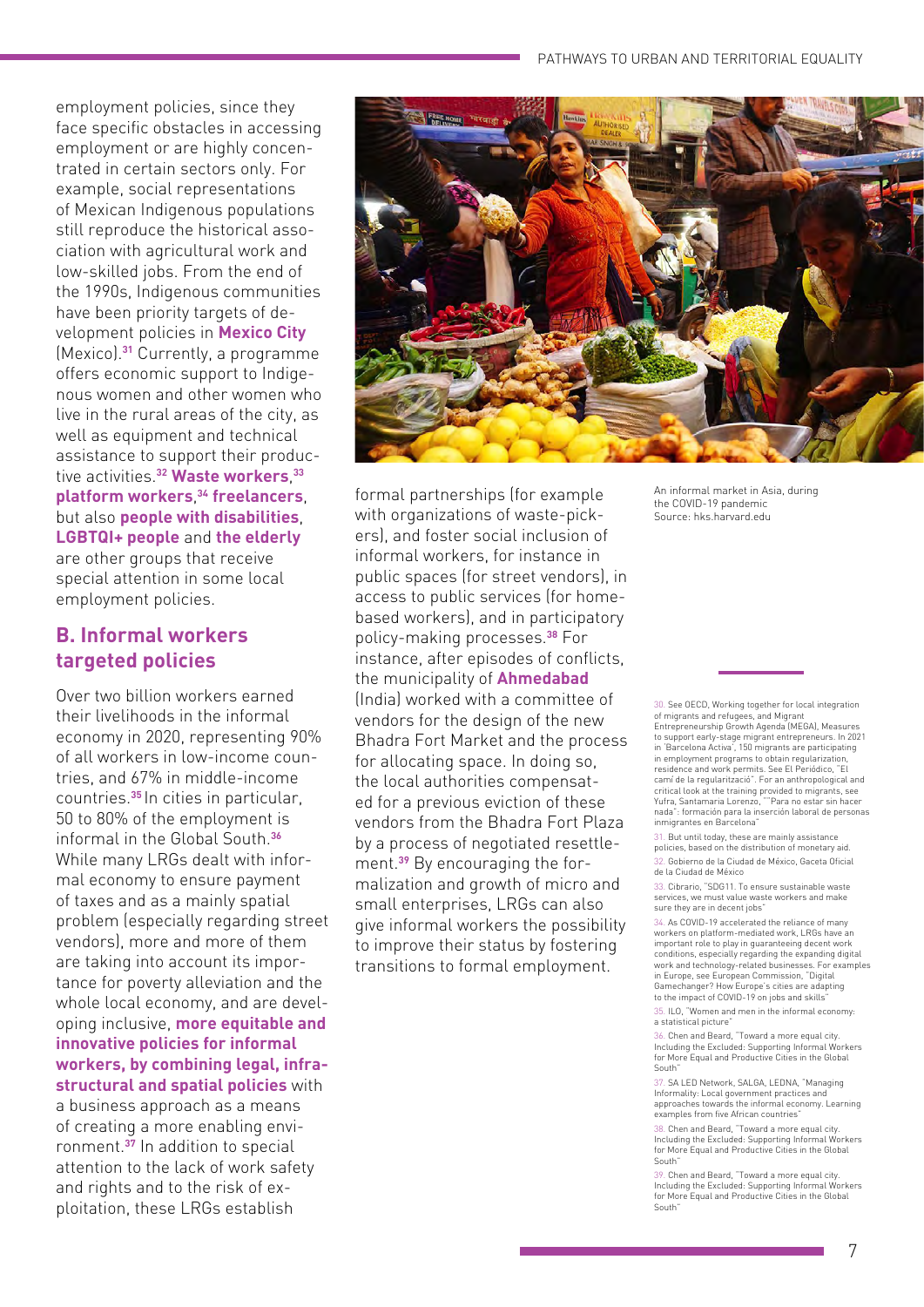employment policies, since they face specific obstacles in accessing employment or are highly concentrated in certain sectors only. For example, social representations of Mexican Indigenous populations still reproduce the historical association with agricultural work and low-skilled jobs. From the end of the 1990s, Indigenous communities have been priority targets of development policies in **Mexico City** (Mexico).[31] Currently, a programme offers economic support to Indigenous women and other women who live in the rural areas of the city, as well as equipment and technical assistance to support their productive activities.[32] **Waste workers**,[33] **platform workers**,[34] **freelancers**, but also **people with disabilities**, **LGBTQI+ people** and **the elderly** are other groups that receive special attention in some local employment policies.

## B. Informal workers targeted policies

Over two billion workers earned their livelihoods in the informal economy in 2020, representing 90% of all workers in low-income countries, and 67% in middle-income countries.[35] In cities in particular, 50 to 80% of the employment is informal in the Global South.[36] While many LRGs dealt with informal economy to ensure payment of taxes and as a mainly spatial problem (especially regarding street vendors), more and more of them are taking into account its importance for poverty alleviation and the whole local economy, and are developing inclusive, **more equitable and innovative policies for informal workers, by combining legal, infrastructural and spatial policies** with a business approach as a means of creating a more enabling environment.[37] In addition to special attention to the lack of work safety and rights and to the risk of exploitation, these LRGs establish formal partnerships (for example with organizations of waste-pickers), and foster social inclusion of informal workers, for instance in public spaces (for street vendors), in access to public services (for home-based workers), and in participatory policy-making processes.[38] For instance, after episodes of conflicts, the municipality of **Ahmedabad** (India) worked with a committee of vendors for the design of the new Bhadra Fort Market and the process for allocating space. In doing so, the local authorities compensated for a previous eviction of these vendors from the Bhadra Fort Plaza by a process of negotiated resettlement.[39] By encouraging the formalization and growth of micro and small enterprises, LRGs can also give informal workers the possibility to improve their status by fostering transitions to formal employment.

An informal market in Asia, during the COVID-19 pandemic
Source: hks.harvard.edu

30. See OECD, Working together for local integration of migrants and refugees, and Migrant Entrepreneurship Growth Agenda (MEGA), Measures to support early-stage migrant entrepreneurs. In 2021 in 'Barcelona Activa', 150 migrants are participating in employment programs to obtain regularization, residence and work permits. See El Periódico, "El camí de la regularització". For an anthropological and critical look at the training provided to migrants, see Yufra, Santamaria Lorenzo, ""Para no estar sin hacer nada": formación para la inserción laboral de personas inmigrantes en Barcelona"

31. But until today, these are mainly assistance policies, based on the distribution of monetary aid.

32. Gobierno de la Ciudad de México, Gaceta Oficial de la Ciudad de México

33. Cibrario, "SDG11. To ensure sustainable waste services, we must value waste workers and make sure they are in decent jobs"

34. As COVID-19 accelerated the reliance of many workers on platform-mediated work, LRGs have an important role to play in guaranteeing decent work conditions, especially regarding the expanding digital work and technology-related businesses. For examples in Europe, see European Commission, "Digital Gamechanger? How Europe's cities are adapting to the impact of COVID-19 on jobs and skills"

35. ILO, "Women and men in the informal economy: a statistical picture"

36. Chen and Beard, "Toward a more equal city. Including the Excluded: Supporting Informal Workers for More Equal and Productive Cities in the Global South"

37. SA LED Network, SALGA, LEDNA, "Managing Informality: Local government practices and approaches towards the informal economy. Learning examples from five African countries"

38. Chen and Beard, "Toward a more equal city. Including the Excluded: Supporting Informal Workers for More Equal and Productive Cities in the Global South"

39. Chen and Beard, "Toward a more equal city. Including the Excluded: Supporting Informal Workers for More Equal and Productive Cities in the Global South"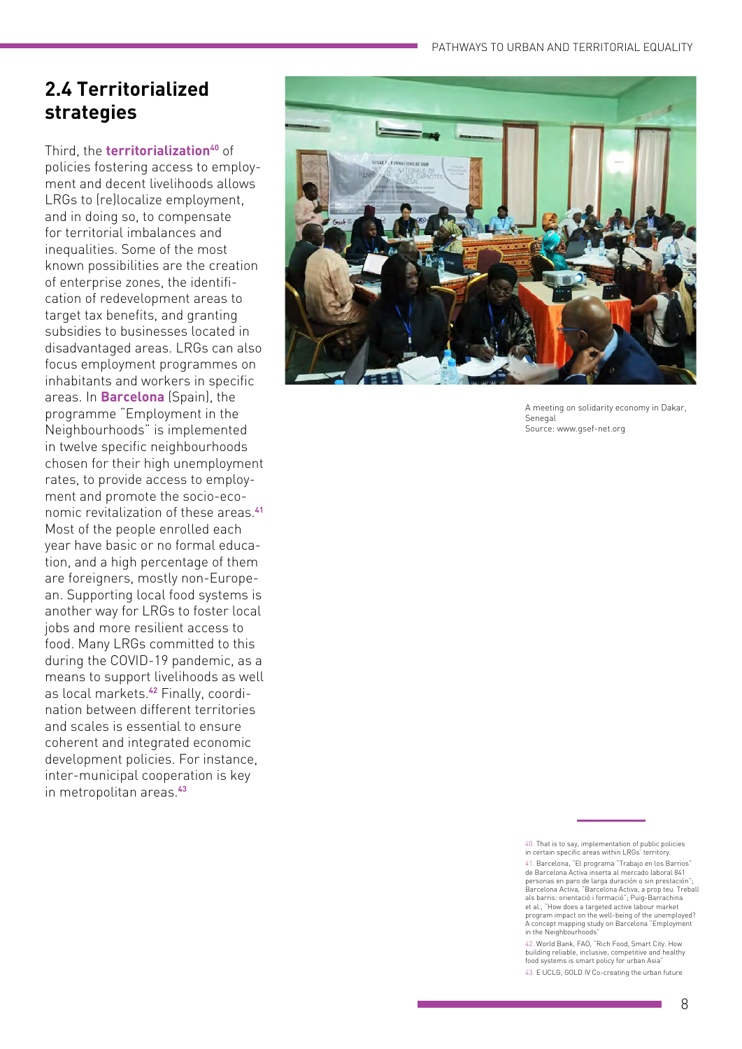## 2.4 Territorialized strategies

Third, the **territorialization**[40] of policies fostering access to employment and decent livelihoods allows LRGs to (re)localize employment, and in doing so, to compensate for territorial imbalances and inequalities. Some of the most known possibilities are the creation of enterprise zones, the identification of redevelopment areas to target tax benefits, and granting subsidies to businesses located in disadvantaged areas. LRGs can also focus employment programmes on inhabitants and workers in specific areas. In **Barcelona** (Spain), the programme "Employment in the Neighbourhoods" is implemented in twelve specific neighbourhoods chosen for their high unemployment rates, to provide access to employment and promote the socio-economic revitalization of these areas.[41] Most of the people enrolled each year have basic or no formal education, and a high percentage of them are foreigners, mostly non-European. Supporting local food systems is another way for LRGs to foster local jobs and more resilient access to food. Many LRGs committed to this during the COVID-19 pandemic, as a means to support livelihoods as well as local markets.[42] Finally, coordination between different territories and scales is essential to ensure coherent and integrated economic development policies. For instance, inter-municipal cooperation is key in metropolitan areas.[43]

A meeting on solidarity economy in Dakar, Senegal
Source: www.gsef-net.org

40. That is to say, implementation of public policies in certain specific areas within LRGs' territory.

41. Barcelona, "El programa "Trabajo en los Barrios" de Barcelona Activa inserta al mercado laboral 841 personas en paro de larga duración o sin prestación"; Barcelona Activa, "Barcelona Activa, a prop teu. Treball als barris: orientació i formació"; Puig-Barrachina et al., "How does a targeted active labour market program impact on the well-being of the unemployed? A concept mapping study on Barcelona "Employment in the Neighbourhoods"

42. World Bank, FAO, "Rich Food, Smart City. How building reliable, inclusive, competitive and healthy food systems is smart policy for urban Asia"

43. E UCLG, GOLD IV Co-creating the urban future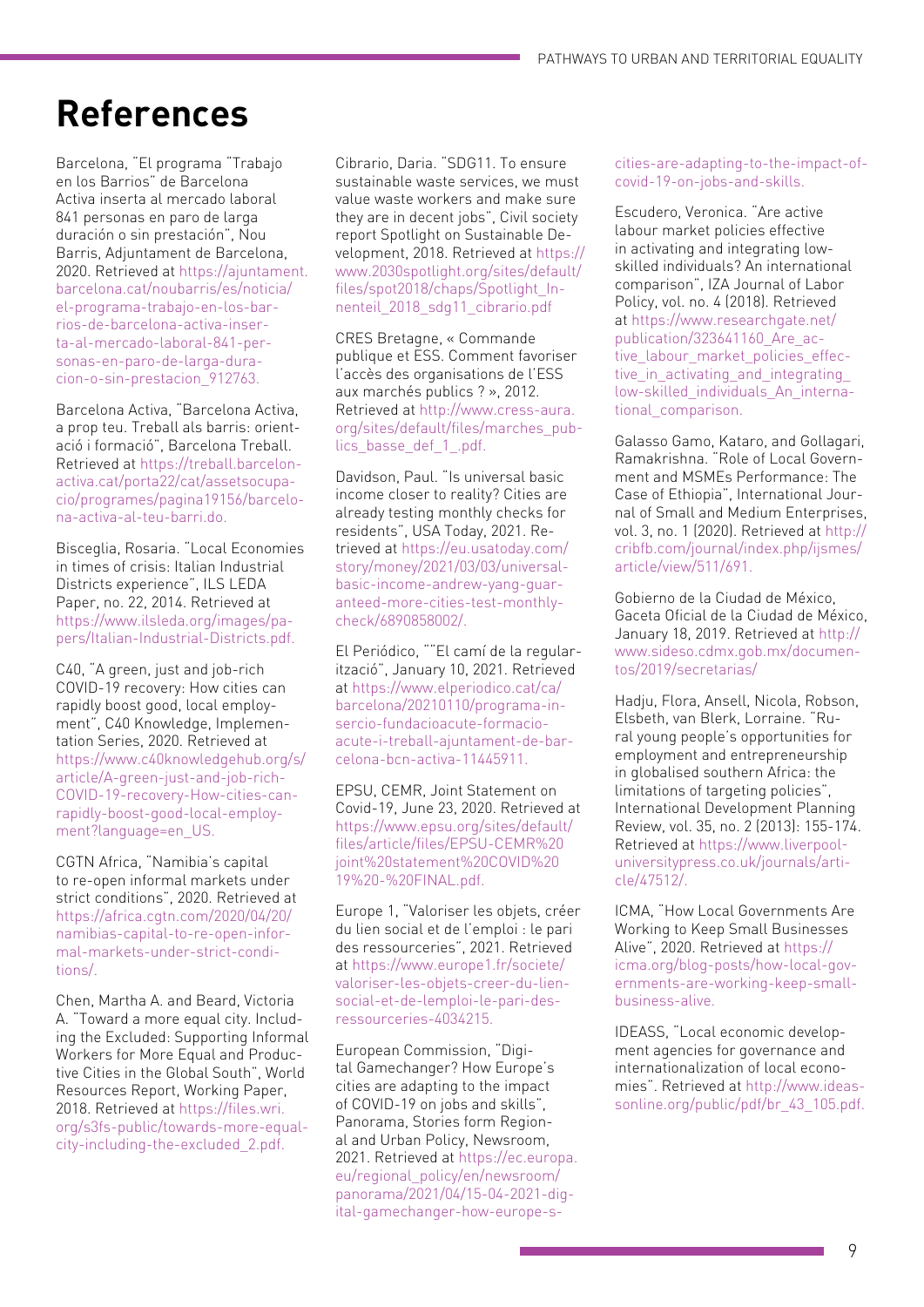# References

Barcelona, "El programa "Trabajo en los Barrios" de Barcelona Activa inserta al mercado laboral 841 personas en paro de larga duración o sin prestación", Nou Barris, Adjuntament de Barcelona, 2020. Retrieved at https://ajuntament.barcelona.cat/noubarris/es/noticia/el-programa-trabajo-en-los-barrios-de-barcelona-activa-inserta-al-mercado-laboral-841-personas-en-paro-de-larga-duracion-o-sin-prestacion_912763.

Barcelona Activa, "Barcelona Activa, a prop teu. Treball als barris: orientació i formació", Barcelona Treball. Retrieved at https://treball.barcelonactiva.cat/porta22/cat/assetsocupacio/programes/pagina19156/barcelona-activa-al-teu-barri.do.

Bisceglia, Rosaria. "Local Economies in times of crisis: Italian Industrial Districts experience", ILS LEDA Paper, no. 22, 2014. Retrieved at https://www.ilsleda.org/images/papers/Italian-Industrial-Districts.pdf.

C40, "A green, just and job-rich COVID-19 recovery: How cities can rapidly boost good, local employment", C40 Knowledge, Implementation Series, 2020. Retrieved at https://www.c40knowledgehub.org/s/article/A-green-just-and-job-rich-COVID-19-recovery-How-cities-can-rapidly-boost-good-local-employment?language=en_US.

CGTN Africa, "Namibia's capital to re-open informal markets under strict conditions", 2020. Retrieved at https://africa.cgtn.com/2020/04/20/namibias-capital-to-re-open-informal-markets-under-strict-conditions/.

Chen, Martha A. and Beard, Victoria A. "Toward a more equal city. Including the Excluded: Supporting Informal Workers for More Equal and Productive Cities in the Global South", World Resources Report, Working Paper, 2018. Retrieved at https://files.wri.org/s3fs-public/towards-more-equal-city-including-the-excluded_2.pdf.

Cibrario, Daria. "SDG11. To ensure sustainable waste services, we must value waste workers and make sure they are in decent jobs", Civil society report Spotlight on Sustainable Development, 2018. Retrieved at https://www.2030spotlight.org/sites/default/files/spot2018/chaps/Spotlight_Innenteil_2018_sdg11_cibrario.pdf

CRES Bretagne, « Commande publique et ESS. Comment favoriser l'accès des organisations de l'ESS aux marchés publics ? », 2012. Retrieved at http://www.cress-aura.org/sites/default/files/marches_publics_basse_def_1_.pdf.

Davidson, Paul. "Is universal basic income closer to reality? Cities are already testing monthly checks for residents", USA Today, 2021. Retrieved at https://eu.usatoday.com/story/money/2021/03/03/universal-basic-income-andrew-yang-guaranteed-more-cities-test-monthly-check/6890858002/.

El Periódico, ""El camí de la regularització", January 10, 2021. Retrieved at https://www.elperiodico.cat/ca/barcelona/20210110/programa-insercio-fundacioacute-formacioacute-i-treball-ajuntament-de-barcelona-bcn-activa-11445911.

EPSU, CEMR, Joint Statement on Covid-19, June 23, 2020. Retrieved at https://www.epsu.org/sites/default/files/article/files/EPSU-CEMR%20joint%20statement%20COVID%2019%20-%20FINAL.pdf.

Europe 1, "Valoriser les objets, créer du lien social et de l'emploi : le pari des ressourceries", 2021. Retrieved at https://www.europe1.fr/societe/valoriser-les-objets-creer-du-lien-social-et-de-lemploi-le-pari-des-ressourceries-4034215.

European Commission, "Digital Gamechanger? How Europe's cities are adapting to the impact of COVID-19 on jobs and skills", Panorama, Stories form Regional and Urban Policy, Newsroom, 2021. Retrieved at https://ec.europa.eu/regional_policy/en/newsroom/panorama/2021/04/15-04-2021-digital-gamechanger-how-europe-s-cities-are-adapting-to-the-impact-of-covid-19-on-jobs-and-skills.

Escudero, Veronica. "Are active labour market policies effective in activating and integrating low-skilled individuals? An international comparison", IZA Journal of Labor Policy, vol. no. 4 (2018). Retrieved at https://www.researchgate.net/publication/323641160_Are_active_labour_market_policies_effective_in_activating_and_integrating_low-skilled_individuals_An_international_comparison.

Galasso Gamo, Kataro, and Gollagari, Ramakrishna. "Role of Local Government and MSMEs Performance: The Case of Ethiopia", International Journal of Small and Medium Enterprises, vol. 3, no. 1 (2020). Retrieved at http://cribfb.com/journal/index.php/ijsmes/article/view/511/691.

Gobierno de la Ciudad de México, Gaceta Oficial de la Ciudad de México, January 18, 2019. Retrieved at http://www.sideso.cdmx.gob.mx/documentos/2019/secretarias/

Hadju, Flora, Ansell, Nicola, Robson, Elsbeth, van Blerk, Lorraine. "Rural young people's opportunities for employment and entrepreneurship in globalised southern Africa: the limitations of targeting policies", International Development Planning Review, vol. 35, no. 2 (2013): 155-174. Retrieved at https://www.liverpooluniversitypress.co.uk/journals/article/47512/.

ICMA, "How Local Governments Are Working to Keep Small Businesses Alive", 2020. Retrieved at https://icma.org/blog-posts/how-local-governments-are-working-keep-small-business-alive.

IDEASS, "Local economic development agencies for governance and internationalization of local economies". Retrieved at http://www.ideassonline.org/public/pdf/br_43_105.pdf.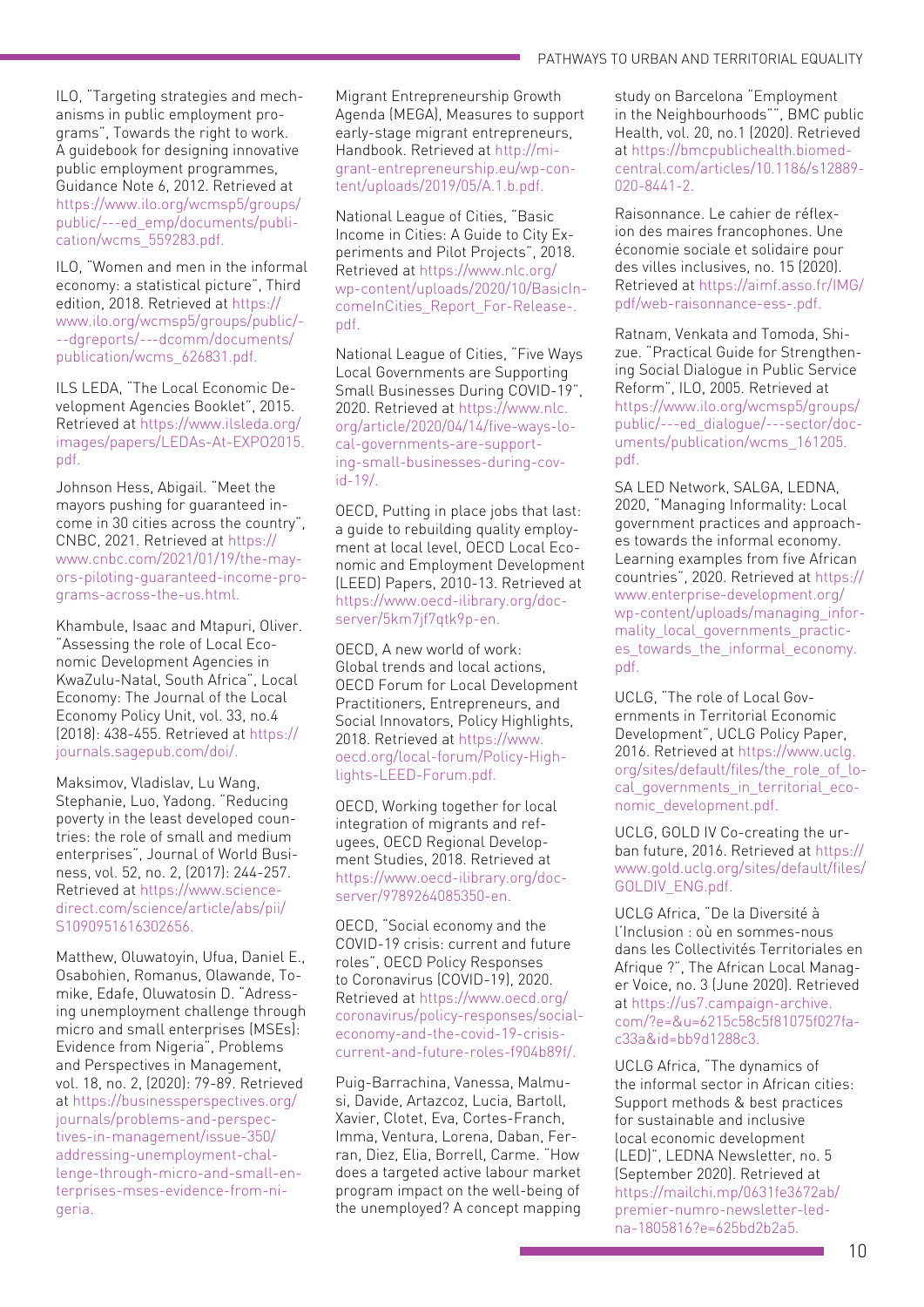ILO, "Targeting strategies and mechanisms in public employment programs", Towards the right to work. A guidebook for designing innovative public employment programmes, Guidance Note 6, 2012. Retrieved at https://www.ilo.org/wcmsp5/groups/public/---ed_emp/documents/publication/wcms_559283.pdf.

ILO, "Women and men in the informal economy: a statistical picture", Third edition, 2018. Retrieved at https://www.ilo.org/wcmsp5/groups/public/---dgreports/---dcomm/documents/publication/wcms_626831.pdf.

ILS LEDA, "The Local Economic Development Agencies Booklet", 2015. Retrieved at https://www.ilsleda.org/images/papers/LEDAs-At-EXPO2015.pdf.

Johnson Hess, Abigail. "Meet the mayors pushing for guaranteed income in 30 cities across the country", CNBC, 2021. Retrieved at https://www.cnbc.com/2021/01/19/the-mayors-piloting-guaranteed-income-programs-across-the-us.html.

Khambule, Isaac and Mtapuri, Oliver. "Assessing the role of Local Economic Development Agencies in KwaZulu-Natal, South Africa", Local Economy: The Journal of the Local Economy Policy Unit, vol. 33, no.4 (2018): 438-455. Retrieved at https://journals.sagepub.com/doi/.

Maksimov, Vladislav, Lu Wang, Stephanie, Luo, Yadong. "Reducing poverty in the least developed countries: the role of small and medium enterprises", Journal of World Business, vol. 52, no. 2, (2017): 244-257. Retrieved at https://www.sciencedirect.com/science/article/abs/pii/S1090951616302656.

Matthew, Oluwatoyin, Ufua, Daniel E., Osabohien, Romanus, Olawande, Tomike, Edafe, Oluwatosin D. "Adressing unemployment challenge through micro and small enterprises (MSEs): Evidence from Nigeria", Problems and Perspectives in Management, vol. 18, no. 2, (2020): 79-89. Retrieved at https://businessperspectives.org/journals/problems-and-perspectives-in-management/issue-350/addressing-unemployment-challenge-through-micro-and-small-enterprises-mses-evidence-from-nigeria.

Migrant Entrepreneurship Growth Agenda (MEGA), Measures to support early-stage migrant entrepreneurs, Handbook. Retrieved at http://migrant-entrepreneurship.eu/wp-content/uploads/2019/05/A.1.b.pdf.

National League of Cities, "Basic Income in Cities: A Guide to City Experiments and Pilot Projects", 2018. Retrieved at https://www.nlc.org/wp-content/uploads/2020/10/BasicIncomeInCities_Report_For-Release-.pdf.

National League of Cities, "Five Ways Local Governments are Supporting Small Businesses During COVID-19", 2020. Retrieved at https://www.nlc.org/article/2020/04/14/five-ways-local-governments-are-supporting-small-businesses-during-covid-19/.

OECD, Putting in place jobs that last: a guide to rebuilding quality employment at local level, OECD Local Economic and Employment Development (LEED) Papers, 2010-13. Retrieved at https://www.oecd-ilibrary.org/docserver/5km7jf7qtk9p-en.

OECD, A new world of work: Global trends and local actions, OECD Forum for Local Development Practitioners, Entrepreneurs, and Social Innovators, Policy Highlights, 2018. Retrieved at https://www.oecd.org/local-forum/Policy-Highlights-LEED-Forum.pdf.

OECD, Working together for local integration of migrants and refugees, OECD Regional Development Studies, 2018. Retrieved at https://www.oecd-ilibrary.org/docserver/9789264085350-en.

OECD, "Social economy and the COVID-19 crisis: current and future roles", OECD Policy Responses to Coronavirus (COVID-19), 2020. Retrieved at https://www.oecd.org/coronavirus/policy-responses/social-economy-and-the-covid-19-crisis-current-and-future-roles-f904b89f/.

Puig-Barrachina, Vanessa, Malmusi, Davide, Artazcoz, Lucia, Bartoll, Xavier, Clotet, Eva, Cortes-Franch, Imma, Ventura, Lorena, Daban, Ferran, Diez, Elia, Borrell, Carme. "How does a targeted active labour market program impact on the well-being of the unemployed? A concept mapping study on Barcelona "Employment in the Neighbourhoods"", BMC public Health, vol. 20, no.1 (2020). Retrieved at https://bmcpublichealth.biomedcentral.com/articles/10.1186/s12889-020-8441-2.

Raisonnance. Le cahier de réflexion des maires francophones. Une économie sociale et solidaire pour des villes inclusives, no. 15 (2020). Retrieved at https://aimf.asso.fr/IMG/pdf/web-raisonnance-ess-.pdf.

Ratnam, Venkata and Tomoda, Shizue. "Practical Guide for Strengthening Social Dialogue in Public Service Reform", ILO, 2005. Retrieved at https://www.ilo.org/wcmsp5/groups/public/---ed_dialogue/---sector/documents/publication/wcms_161205.pdf.

SA LED Network, SALGA, LEDNA, 2020, "Managing Informality: Local government practices and approaches towards the informal economy. Learning examples from five African countries", 2020. Retrieved at https://www.enterprise-development.org/wp-content/uploads/managing_informality_local_governments_practices_towards_the_informal_economy.pdf.

UCLG, "The role of Local Governments in Territorial Economic Development", UCLG Policy Paper, 2016. Retrieved at https://www.uclg.org/sites/default/files/the_role_of_local_governments_in_territorial_economic_development.pdf.

UCLG, GOLD IV Co-creating the urban future, 2016. Retrieved at https://www.gold.uclg.org/sites/default/files/GOLDIV_ENG.pdf.

UCLG Africa, "De la Diversité à l'Inclusion : où en sommes-nous dans les Collectivités Territoriales en Afrique ?", The African Local Manager Voice, no. 3 (June 2020). Retrieved at https://us7.campaign-archive.com/?e=&u=6215c58c5f81075f027fac33a&id=bb9d1288c3.

UCLG Africa, "The dynamics of the informal sector in African cities: Support methods & best practices for sustainable and inclusive local economic development (LED)", LEDNA Newsletter, no. 5 (September 2020). Retrieved at https://mailchi.mp/0631fe3672ab/premier-numro-newsletter-ledna-1805816?e=625bd2b2a5.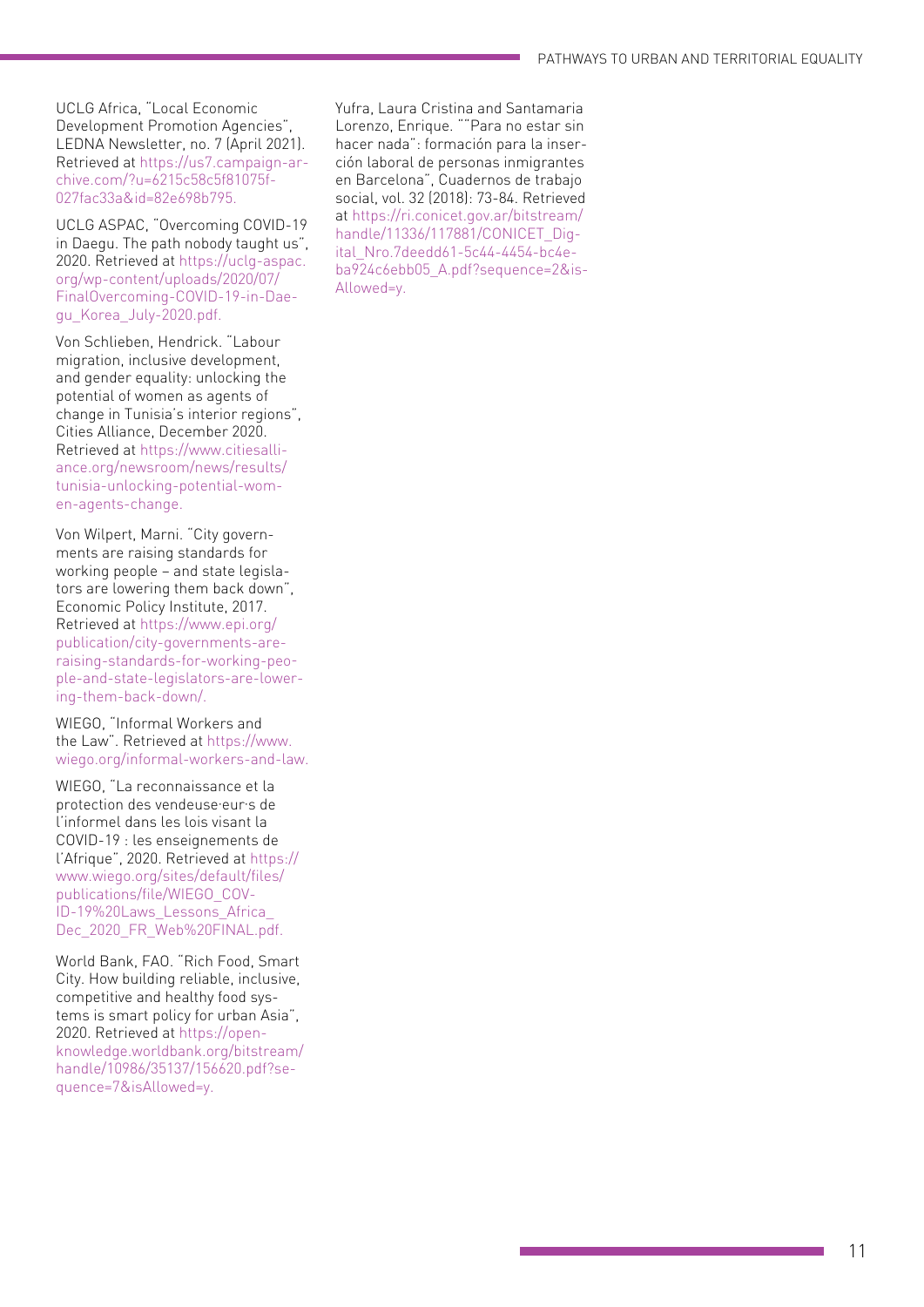UCLG Africa, "Local Economic Development Promotion Agencies", LEDNA Newsletter, no. 7 (April 2021). Retrieved at https://us7.campaign-archive.com/?u=6215c58c5f81075f027fac33a&id=82e698b795.

UCLG ASPAC, "Overcoming COVID-19 in Daegu. The path nobody taught us", 2020. Retrieved at https://uclg-aspac.org/wp-content/uploads/2020/07/FinalOvercoming-COVID-19-in-Daegu_Korea_July-2020.pdf.

Von Schlieben, Hendrick. "Labour migration, inclusive development, and gender equality: unlocking the potential of women as agents of change in Tunisia's interior regions", Cities Alliance, December 2020. Retrieved at https://www.citiesalliance.org/newsroom/news/results/tunisia-unlocking-potential-women-agents-change.

Von Wilpert, Marni. "City governments are raising standards for working people – and state legislators are lowering them back down", Economic Policy Institute, 2017. Retrieved at https://www.epi.org/publication/city-governments-are-raising-standards-for-working-people-and-state-legislators-are-lowering-them-back-down/.

WIEGO, "Informal Workers and the Law". Retrieved at https://www.wiego.org/informal-workers-and-law.

WIEGO, "La reconnaissance et la protection des vendeuse·eur·s de l'informel dans les lois visant la COVID-19 : les enseignements de l'Afrique", 2020. Retrieved at https://www.wiego.org/sites/default/files/publications/file/WIEGO_COVID-19%20Laws_Lessons_Africa_Dec_2020_FR_Web%20FINAL.pdf.

World Bank, FAO. "Rich Food, Smart City. How building reliable, inclusive, competitive and healthy food systems is smart policy for urban Asia", 2020. Retrieved at https://openknowledge.worldbank.org/bitstream/handle/10986/35137/156620.pdf?sequence=7&isAllowed=y.

Yufra, Laura Cristina and Santamaria Lorenzo, Enrique. ""Para no estar sin hacer nada": formación para la inserción laboral de personas inmigrantes en Barcelona", Cuadernos de trabajo social, vol. 32 (2018): 73-84. Retrieved at https://ri.conicet.gov.ar/bitstream/handle/11336/117881/CONICET_Digital_Nro.7deedd61-5c44-4454-bc4eba924c6ebb05_A.pdf?sequence=2&isAllowed=y.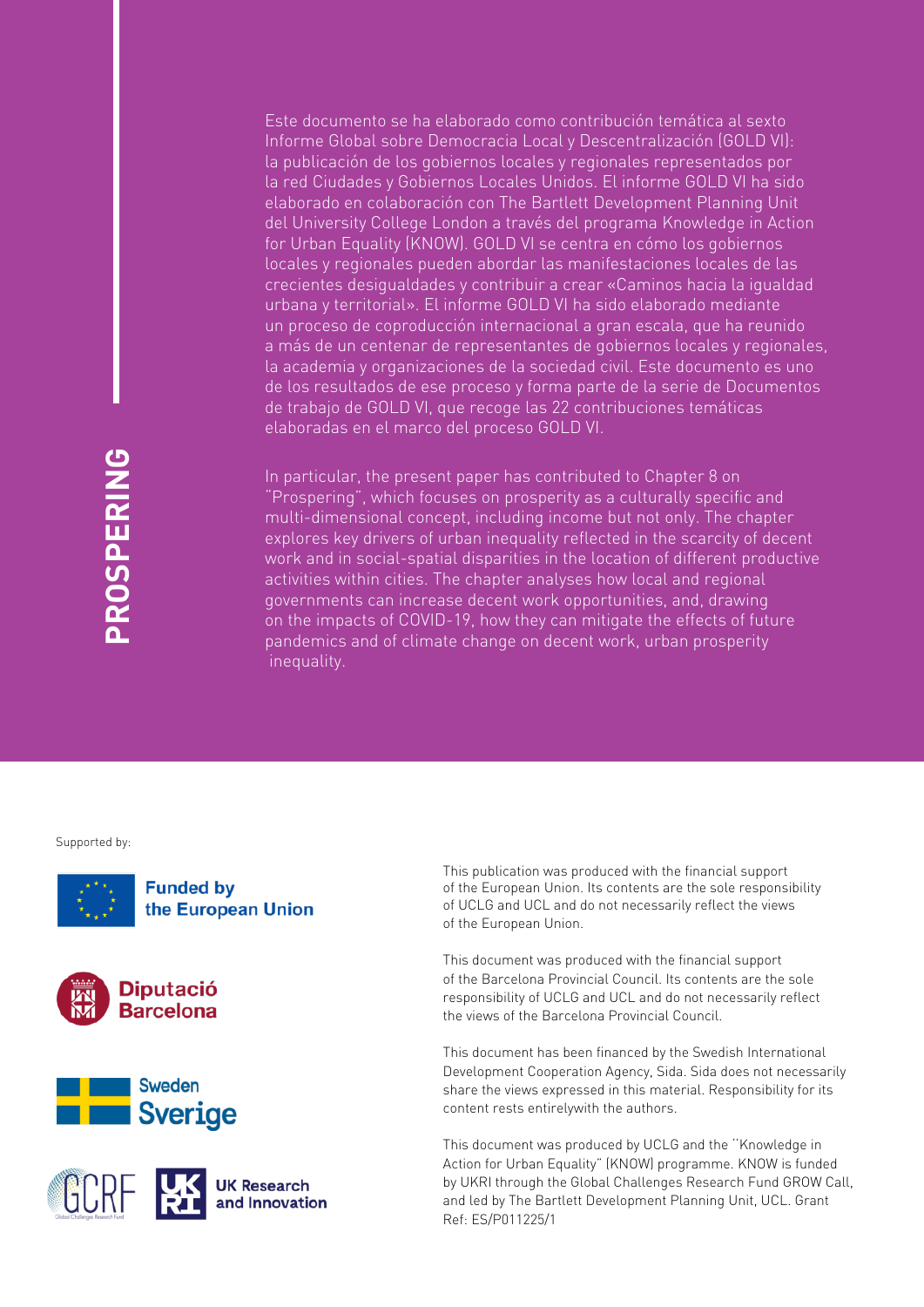PROSPERING

Este documento se ha elaborado como contribución temática al sexto Informe Global sobre Democracia Local y Descentralización (GOLD VI): la publicación de los gobiernos locales y regionales representados por la red Ciudades y Gobiernos Locales Unidos. El informe GOLD VI ha sido elaborado en colaboración con The Bartlett Development Planning Unit del University College London a través del programa Knowledge in Action for Urban Equality (KNOW). GOLD VI se centra en cómo los gobiernos locales y regionales pueden abordar las manifestaciones locales de las crecientes desigualdades y contribuir a crear «Caminos hacia la igualdad urbana y territorial». El informe GOLD VI ha sido elaborado mediante un proceso de coproducción internacional a gran escala, que ha reunido a más de un centenar de representantes de gobiernos locales y regionales, la academia y organizaciones de la sociedad civil. Este documento es uno de los resultados de ese proceso y forma parte de la serie de Documentos de trabajo de GOLD VI, que recoge las 22 contribuciones temáticas elaboradas en el marco del proceso GOLD VI.

In particular, the present paper has contributed to Chapter 8 on "Prospering", which focuses on prosperity as a culturally specific and multi-dimensional concept, including income but not only. The chapter explores key drivers of urban inequality reflected in the scarcity of decent work and in social-spatial disparities in the location of different productive activities within cities. The chapter analyses how local and regional governments can increase decent work opportunities, and, drawing on the impacts of COVID-19, how they can mitigate the effects of future pandemics and of climate change on decent work, urban prosperity inequality.

Supported by:

Funded by the European Union

Diputació Barcelona

Sweden Sverige

GCRF

UK Research and Innovation

This publication was produced with the financial support of the European Union. Its contents are the sole responsibility of UCLG and UCL and do not necessarily reflect the views of the European Union.

This document was produced with the financial support of the Barcelona Provincial Council. Its contents are the sole responsibility of UCLG and UCL and do not necessarily reflect the views of the Barcelona Provincial Council.

This document has been financed by the Swedish International Development Cooperation Agency, Sida. Sida does not necessarily share the views expressed in this material. Responsibility for its content rests entirelywith the authors.

This document was produced by UCLG and the "Knowledge in Action for Urban Equality" (KNOW) programme. KNOW is funded by UKRI through the Global Challenges Research Fund GROW Call, and led by The Bartlett Development Planning Unit, UCL. Grant Ref: ES/P011225/1